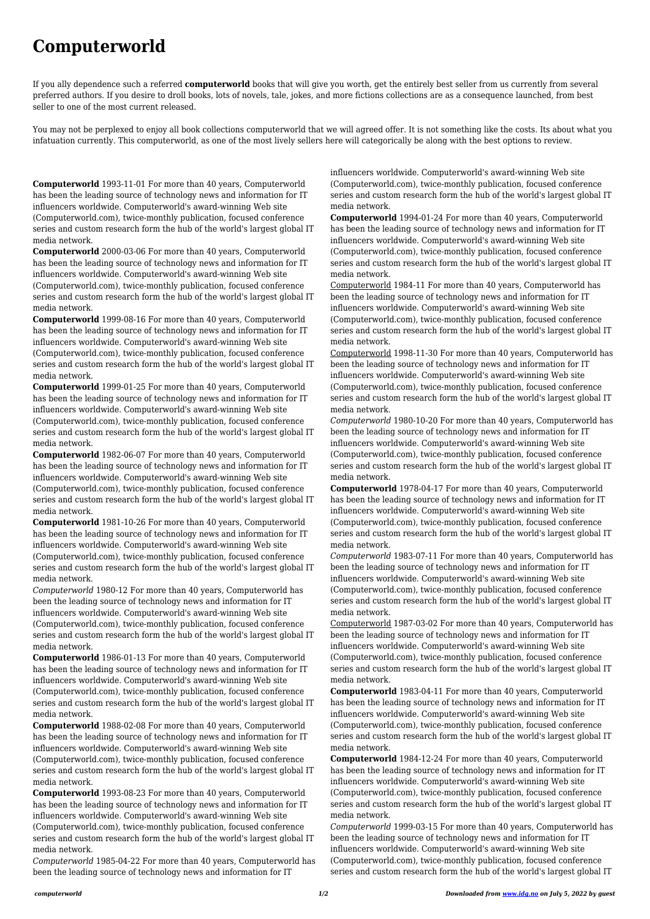# Computerworld

If you ally dependence such a referred **computerworld** books that will give you worth, get the entirely best seller from us currently from several preferred authors. If you desire to droll books, lots of novels, tale, jokes, and more fictions collections are as a consequence launched, from best seller to one of the most current released.

You may not be perplexed to enjoy all book collections computerworld that we will agreed offer. It is not something like the costs. Its about what you infatuation currently. This computerworld, as one of the most lively sellers here will categorically be along with the best options to review.

**Computerworld** 1993-11-01 For more than 40 years, Computerworld has been the leading source of technology news and information for IT influencers worldwide. Computerworld's award-winning Web site (Computerworld.com), twice-monthly publication, focused conference series and custom research form the hub of the world's largest global IT media network.

**Computerworld** 2000-03-06 For more than 40 years, Computerworld has been the leading source of technology news and information for IT influencers worldwide. Computerworld's award-winning Web site (Computerworld.com), twice-monthly publication, focused conference series and custom research form the hub of the world's largest global IT media network.

**Computerworld** 1999-08-16 For more than 40 years, Computerworld has been the leading source of technology news and information for IT influencers worldwide. Computerworld's award-winning Web site (Computerworld.com), twice-monthly publication, focused conference series and custom research form the hub of the world's largest global IT media network.

**Computerworld** 1999-01-25 For more than 40 years, Computerworld has been the leading source of technology news and information for IT influencers worldwide. Computerworld's award-winning Web site (Computerworld.com), twice-monthly publication, focused conference series and custom research form the hub of the world's largest global IT media network.

**Computerworld** 1982-06-07 For more than 40 years, Computerworld has been the leading source of technology news and information for IT influencers worldwide. Computerworld's award-winning Web site (Computerworld.com), twice-monthly publication, focused conference series and custom research form the hub of the world's largest global IT media network.

**Computerworld** 1981-10-26 For more than 40 years, Computerworld has been the leading source of technology news and information for IT influencers worldwide. Computerworld's award-winning Web site (Computerworld.com), twice-monthly publication, focused conference series and custom research form the hub of the world's largest global IT media network.

*Computerworld* 1980-12 For more than 40 years, Computerworld has been the leading source of technology news and information for IT influencers worldwide. Computerworld's award-winning Web site (Computerworld.com), twice-monthly publication, focused conference series and custom research form the hub of the world's largest global IT media network.

**Computerworld** 1986-01-13 For more than 40 years, Computerworld has been the leading source of technology news and information for IT influencers worldwide. Computerworld's award-winning Web site (Computerworld.com), twice-monthly publication, focused conference series and custom research form the hub of the world's largest global IT media network.

**Computerworld** 1988-02-08 For more than 40 years, Computerworld has been the leading source of technology news and information for IT influencers worldwide. Computerworld's award-winning Web site (Computerworld.com), twice-monthly publication, focused conference series and custom research form the hub of the world's largest global IT media network.

**Computerworld** 1993-08-23 For more than 40 years, Computerworld has been the leading source of technology news and information for IT influencers worldwide. Computerworld's award-winning Web site (Computerworld.com), twice-monthly publication, focused conference series and custom research form the hub of the world's largest global IT media network.

*Computerworld* 1985-04-22 For more than 40 years, Computerworld has been the leading source of technology news and information for IT influencers worldwide. Computerworld's award-winning Web site (Computerworld.com), twice-monthly publication, focused conference series and custom research form the hub of the world's largest global IT media network.

**Computerworld** 1994-01-24 For more than 40 years, Computerworld has been the leading source of technology news and information for IT influencers worldwide. Computerworld's award-winning Web site (Computerworld.com), twice-monthly publication, focused conference series and custom research form the hub of the world's largest global IT media network.

Computerworld 1984-11 For more than 40 years, Computerworld has been the leading source of technology news and information for IT influencers worldwide. Computerworld's award-winning Web site (Computerworld.com), twice-monthly publication, focused conference series and custom research form the hub of the world's largest global IT media network.

Computerworld 1998-11-30 For more than 40 years, Computerworld has been the leading source of technology news and information for IT influencers worldwide. Computerworld's award-winning Web site (Computerworld.com), twice-monthly publication, focused conference series and custom research form the hub of the world's largest global IT media network.

*Computerworld* 1980-10-20 For more than 40 years, Computerworld has been the leading source of technology news and information for IT influencers worldwide. Computerworld's award-winning Web site (Computerworld.com), twice-monthly publication, focused conference series and custom research form the hub of the world's largest global IT media network.

**Computerworld** 1978-04-17 For more than 40 years, Computerworld has been the leading source of technology news and information for IT influencers worldwide. Computerworld's award-winning Web site (Computerworld.com), twice-monthly publication, focused conference series and custom research form the hub of the world's largest global IT media network.

*Computerworld* 1983-07-11 For more than 40 years, Computerworld has been the leading source of technology news and information for IT influencers worldwide. Computerworld's award-winning Web site (Computerworld.com), twice-monthly publication, focused conference series and custom research form the hub of the world's largest global IT media network.

Computerworld 1987-03-02 For more than 40 years, Computerworld has been the leading source of technology news and information for IT influencers worldwide. Computerworld's award-winning Web site (Computerworld.com), twice-monthly publication, focused conference series and custom research form the hub of the world's largest global IT media network.

**Computerworld** 1983-04-11 For more than 40 years, Computerworld has been the leading source of technology news and information for IT influencers worldwide. Computerworld's award-winning Web site (Computerworld.com), twice-monthly publication, focused conference series and custom research form the hub of the world's largest global IT media network.

**Computerworld** 1984-12-24 For more than 40 years, Computerworld has been the leading source of technology news and information for IT influencers worldwide. Computerworld's award-winning Web site (Computerworld.com), twice-monthly publication, focused conference series and custom research form the hub of the world's largest global IT media network.

*Computerworld* 1999-03-15 For more than 40 years, Computerworld has been the leading source of technology news and information for IT influencers worldwide. Computerworld's award-winning Web site (Computerworld.com), twice-monthly publication, focused conference series and custom research form the hub of the world's largest global IT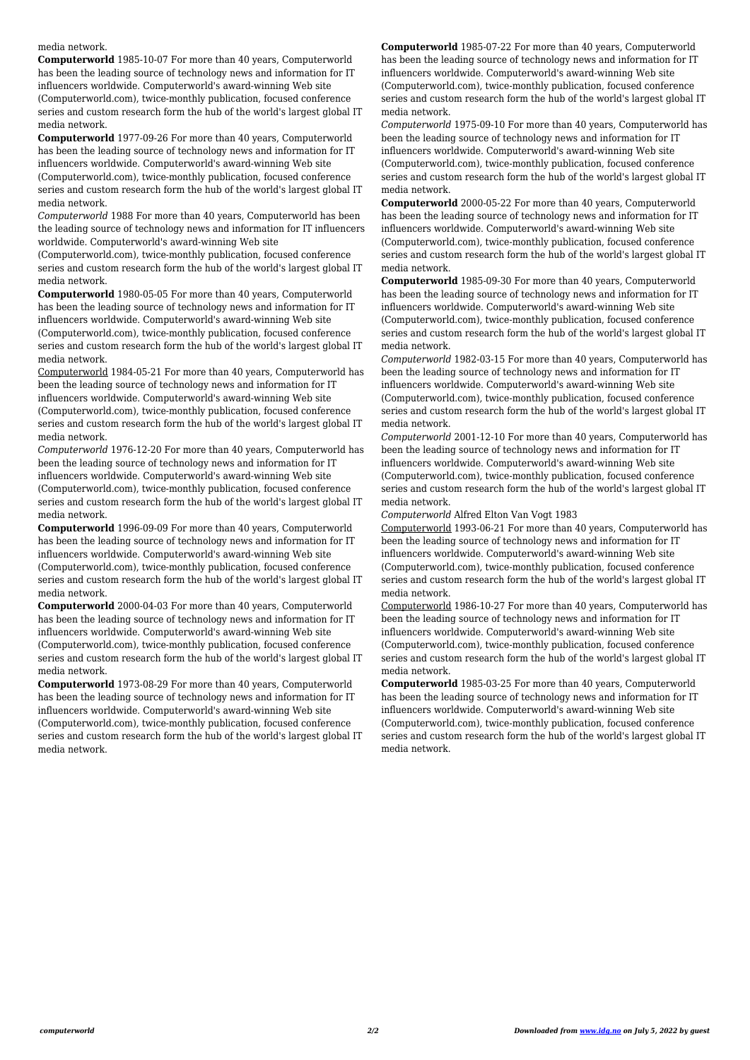media network.

**Computerworld** 1985-10-07 For more than 40 years, Computerworld has been the leading source of technology news and information for IT influencers worldwide. Computerworld's award-winning Web site (Computerworld.com), twice-monthly publication, focused conference series and custom research form the hub of the world's largest global IT media network.

**Computerworld** 1977-09-26 For more than 40 years, Computerworld has been the leading source of technology news and information for IT influencers worldwide. Computerworld's award-winning Web site (Computerworld.com), twice-monthly publication, focused conference series and custom research form the hub of the world's largest global IT media network.

*Computerworld* 1988 For more than 40 years, Computerworld has been the leading source of technology news and information for IT influencers worldwide. Computerworld's award-winning Web site (Computerworld.com), twice-monthly publication, focused conference series and custom research form the hub of the world's largest global IT media network.

**Computerworld** 1980-05-05 For more than 40 years, Computerworld has been the leading source of technology news and information for IT influencers worldwide. Computerworld's award-winning Web site (Computerworld.com), twice-monthly publication, focused conference series and custom research form the hub of the world's largest global IT media network.

Computerworld 1984-05-21 For more than 40 years, Computerworld has been the leading source of technology news and information for IT influencers worldwide. Computerworld's award-winning Web site (Computerworld.com), twice-monthly publication, focused conference series and custom research form the hub of the world's largest global IT media network.

*Computerworld* 1976-12-20 For more than 40 years, Computerworld has been the leading source of technology news and information for IT influencers worldwide. Computerworld's award-winning Web site (Computerworld.com), twice-monthly publication, focused conference series and custom research form the hub of the world's largest global IT media network.

**Computerworld** 1996-09-09 For more than 40 years, Computerworld has been the leading source of technology news and information for IT influencers worldwide. Computerworld's award-winning Web site (Computerworld.com), twice-monthly publication, focused conference series and custom research form the hub of the world's largest global IT media network.

**Computerworld** 2000-04-03 For more than 40 years, Computerworld has been the leading source of technology news and information for IT influencers worldwide. Computerworld's award-winning Web site (Computerworld.com), twice-monthly publication, focused conference series and custom research form the hub of the world's largest global IT media network.

**Computerworld** 1973-08-29 For more than 40 years, Computerworld has been the leading source of technology news and information for IT influencers worldwide. Computerworld's award-winning Web site (Computerworld.com), twice-monthly publication, focused conference series and custom research form the hub of the world's largest global IT media network.

**Computerworld** 1985-07-22 For more than 40 years, Computerworld has been the leading source of technology news and information for IT influencers worldwide. Computerworld's award-winning Web site (Computerworld.com), twice-monthly publication, focused conference series and custom research form the hub of the world's largest global IT media network.

*Computerworld* 1975-09-10 For more than 40 years, Computerworld has been the leading source of technology news and information for IT influencers worldwide. Computerworld's award-winning Web site (Computerworld.com), twice-monthly publication, focused conference series and custom research form the hub of the world's largest global IT media network.

**Computerworld** 2000-05-22 For more than 40 years, Computerworld has been the leading source of technology news and information for IT influencers worldwide. Computerworld's award-winning Web site (Computerworld.com), twice-monthly publication, focused conference series and custom research form the hub of the world's largest global IT media network.

**Computerworld** 1985-09-30 For more than 40 years, Computerworld has been the leading source of technology news and information for IT influencers worldwide. Computerworld's award-winning Web site (Computerworld.com), twice-monthly publication, focused conference series and custom research form the hub of the world's largest global IT media network.

*Computerworld* 1982-03-15 For more than 40 years, Computerworld has been the leading source of technology news and information for IT influencers worldwide. Computerworld's award-winning Web site (Computerworld.com), twice-monthly publication, focused conference series and custom research form the hub of the world's largest global IT media network.

*Computerworld* 2001-12-10 For more than 40 years, Computerworld has been the leading source of technology news and information for IT influencers worldwide. Computerworld's award-winning Web site (Computerworld.com), twice-monthly publication, focused conference series and custom research form the hub of the world's largest global IT media network.

*Computerworld* Alfred Elton Van Vogt 1983

Computerworld 1993-06-21 For more than 40 years, Computerworld has been the leading source of technology news and information for IT influencers worldwide. Computerworld's award-winning Web site (Computerworld.com), twice-monthly publication, focused conference series and custom research form the hub of the world's largest global IT media network.

Computerworld 1986-10-27 For more than 40 years, Computerworld has been the leading source of technology news and information for IT influencers worldwide. Computerworld's award-winning Web site (Computerworld.com), twice-monthly publication, focused conference series and custom research form the hub of the world's largest global IT media network.

**Computerworld** 1985-03-25 For more than 40 years, Computerworld has been the leading source of technology news and information for IT influencers worldwide. Computerworld's award-winning Web site (Computerworld.com), twice-monthly publication, focused conference series and custom research form the hub of the world's largest global IT media network.